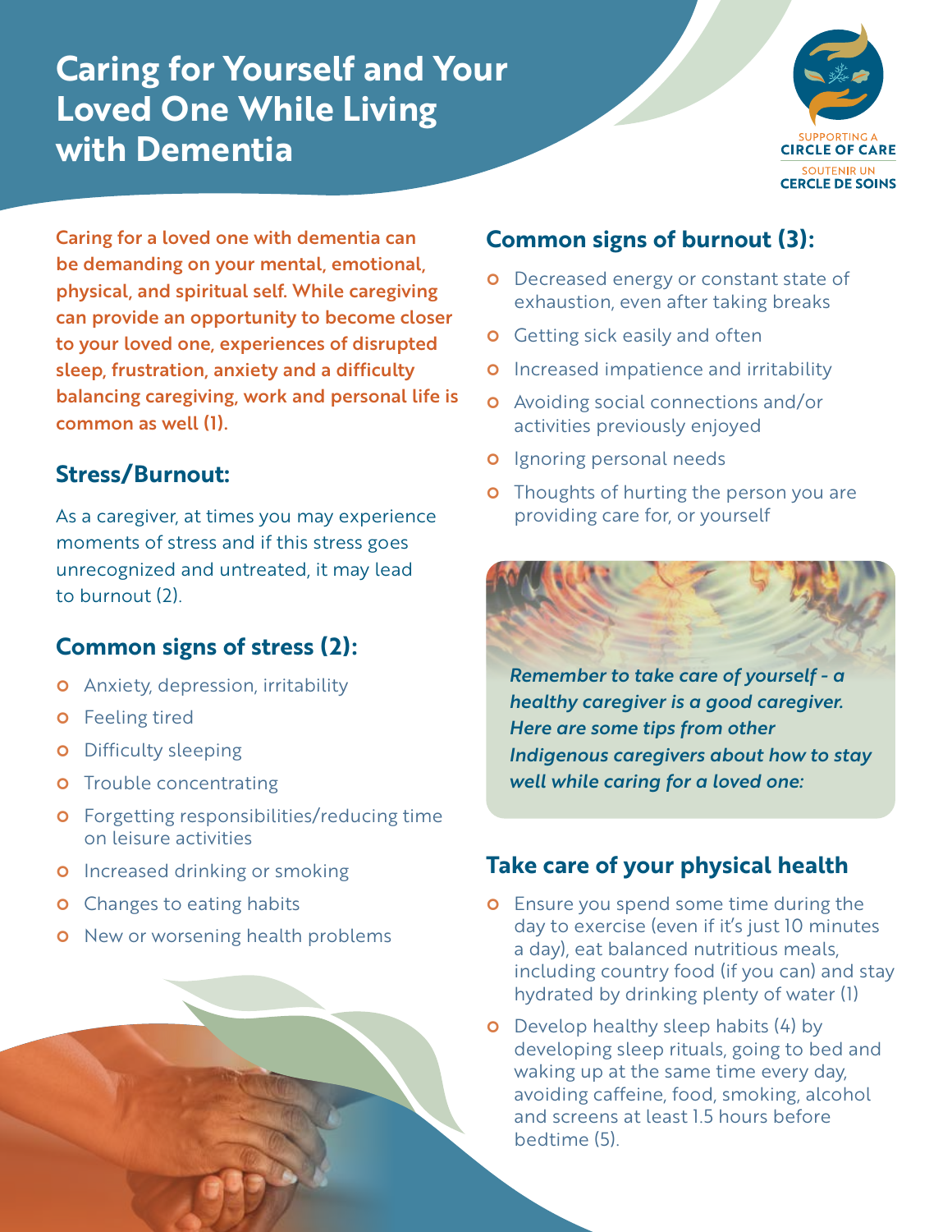# Caring for Yourself and Your Loved One While Living with Dementia

SUPPORTING A CIRCLE OF CARE
SOUTENIR UN CERCLE DE SOINS

**Caring for a loved one with dementia can be demanding on your mental, emotional, physical, and spiritual self. While caregiving can provide an opportunity to become closer to your loved one, experiences of disrupted sleep, frustration, anxiety and a difficulty balancing caregiving, work and personal life is common as well (1).**

## Stress/Burnout:

As a caregiver, at times you may experience moments of stress and if this stress goes unrecognized and untreated, it may lead to burnout (2).

## Common signs of stress (2):

- Anxiety, depression, irritability
- Feeling tired
- Difficulty sleeping
- Trouble concentrating
- Forgetting responsibilities/reducing time on leisure activities
- Increased drinking or smoking
- Changes to eating habits
- New or worsening health problems

## Common signs of burnout (3):

- Decreased energy or constant state of exhaustion, even after taking breaks
- Getting sick easily and often
- Increased impatience and irritability
- Avoiding social connections and/or activities previously enjoyed
- Ignoring personal needs
- Thoughts of hurting the person you are providing care for, or yourself

***Remember to take care of yourself - a healthy caregiver is a good caregiver. Here are some tips from other Indigenous caregivers about how to stay well while caring for a loved one:***

## Take care of your physical health

- Ensure you spend some time during the day to exercise (even if it's just 10 minutes a day), eat balanced nutritious meals, including country food (if you can) and stay hydrated by drinking plenty of water (1)
- Develop healthy sleep habits (4) by developing sleep rituals, going to bed and waking up at the same time every day, avoiding caffeine, food, smoking, alcohol and screens at least 1.5 hours before bedtime (5).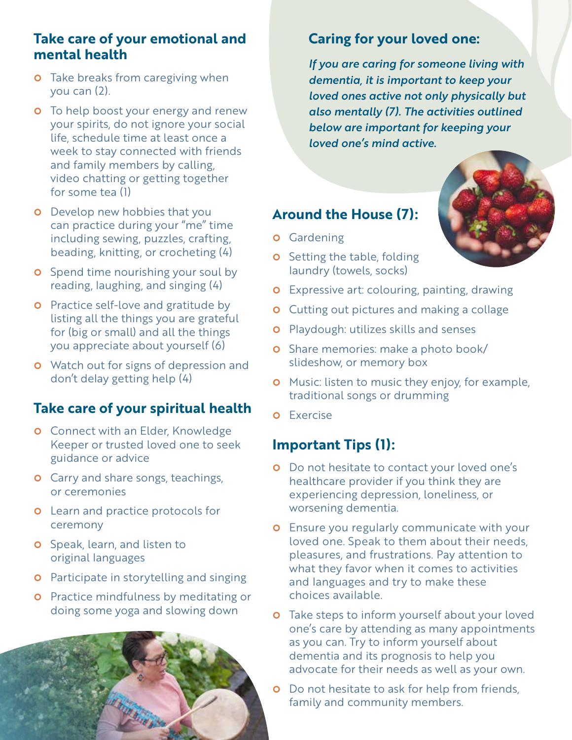## Take care of your emotional and mental health

- Take breaks from caregiving when you can (2).
- To help boost your energy and renew your spirits, do not ignore your social life, schedule time at least once a week to stay connected with friends and family members by calling, video chatting or getting together for some tea (1)
- Develop new hobbies that you can practice during your "me" time including sewing, puzzles, crafting, beading, knitting, or crocheting (4)
- Spend time nourishing your soul by reading, laughing, and singing (4)
- Practice self-love and gratitude by listing all the things you are grateful for (big or small) and all the things you appreciate about yourself (6)
- Watch out for signs of depression and don't delay getting help (4)

## Take care of your spiritual health

- Connect with an Elder, Knowledge Keeper or trusted loved one to seek guidance or advice
- Carry and share songs, teachings, or ceremonies
- Learn and practice protocols for ceremony
- Speak, learn, and listen to original languages
- Participate in storytelling and singing
- Practice mindfulness by meditating or doing some yoga and slowing down

## Caring for your loved one:

***If you are caring for someone living with dementia, it is important to keep your loved ones active not only physically but also mentally (7). The activities outlined below are important for keeping your loved one's mind active.***

## Around the House (7):

- Gardening
- Setting the table, folding laundry (towels, socks)
- Expressive art: colouring, painting, drawing
- Cutting out pictures and making a collage
- Playdough: utilizes skills and senses
- Share memories: make a photo book/ slideshow, or memory box
- Music: listen to music they enjoy, for example, traditional songs or drumming
- Exercise

## Important Tips (1):

- Do not hesitate to contact your loved one's healthcare provider if you think they are experiencing depression, loneliness, or worsening dementia.
- Ensure you regularly communicate with your loved one. Speak to them about their needs, pleasures, and frustrations. Pay attention to what they favor when it comes to activities and languages and try to make these choices available.
- Take steps to inform yourself about your loved one's care by attending as many appointments as you can. Try to inform yourself about dementia and its prognosis to help you advocate for their needs as well as your own.
- Do not hesitate to ask for help from friends, family and community members.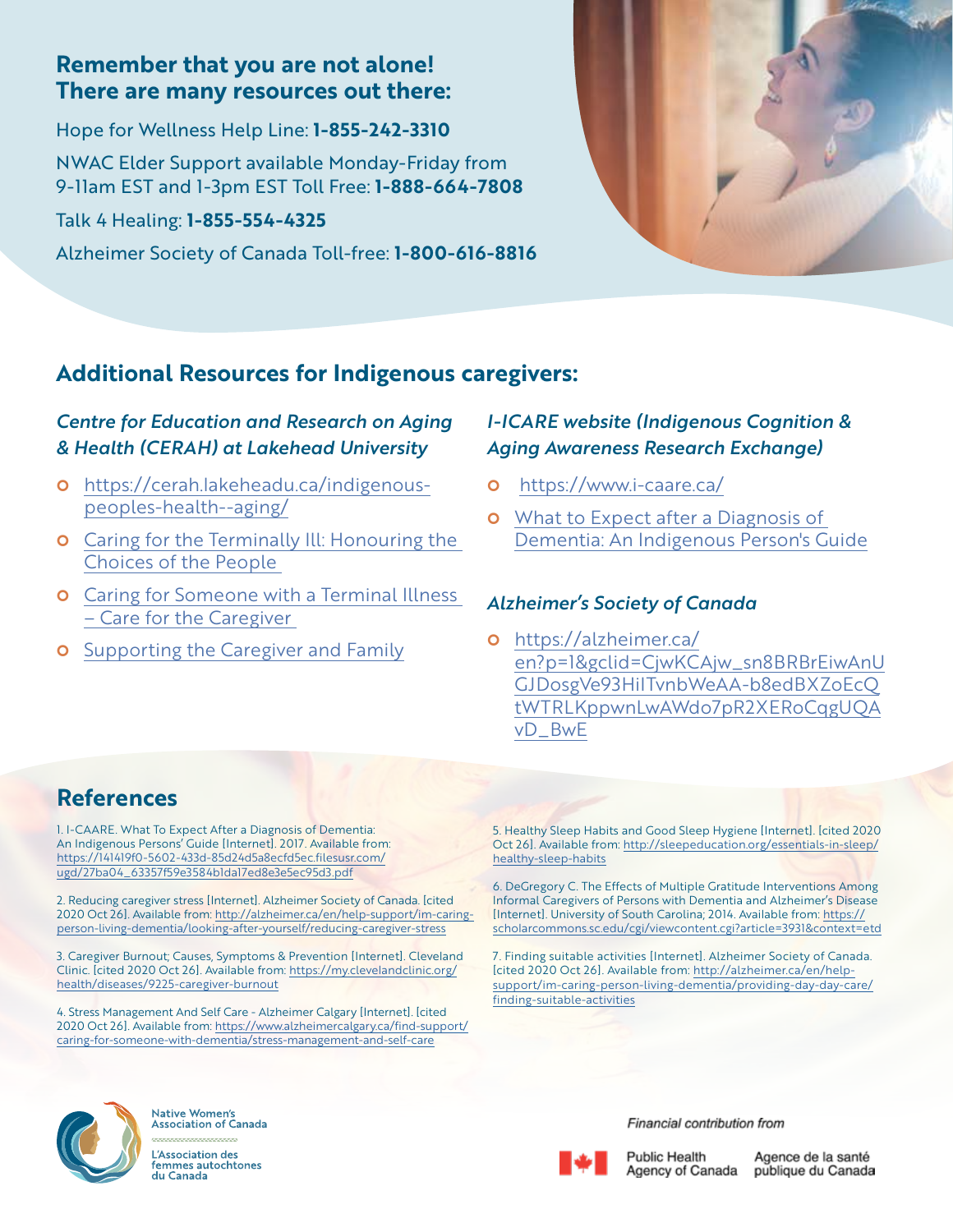## Remember that you are not alone! There are many resources out there:

Hope for Wellness Help Line: **1-855-242-3310**

NWAC Elder Support available Monday-Friday from 9-11am EST and 1-3pm EST Toll Free: **1-888-664-7808**

Talk 4 Healing: **1-855-554-4325**

Alzheimer Society of Canada Toll-free: **1-800-616-8816**

## Additional Resources for Indigenous caregivers:

### *Centre for Education and Research on Aging & Health (CERAH) at Lakehead University*

- https://cerah.lakeheadu.ca/indigenous-peoples-health--aging/
- Caring for the Terminally Ill: Honouring the Choices of the People
- Caring for Someone with a Terminal Illness – Care for the Caregiver
- Supporting the Caregiver and Family

### *I-ICARE website (Indigenous Cognition & Aging Awareness Research Exchange)*

- https://www.i-caare.ca/
- What to Expect after a Diagnosis of Dementia: An Indigenous Person's Guide

### *Alzheimer's Society of Canada*

- https://alzheimer.ca/en?p=1&gclid=CjwKCAjw_sn8BRBrEiwAnUGJDosgVe93HiITvnbWeAA-b8edBXZoEcQtWTRLKppwnLwAWdo7pR2XERoCqgUQAvD_BwE

## References

1. I-CAARE. What To Expect After a Diagnosis of Dementia: An Indigenous Persons' Guide [Internet]. 2017. Available from: https://141419f0-5602-433d-85d24d5a8ecfd5ec.filesusr.com/ugd/27ba04_63357f59e3584b1da17ed8e3e5ec95d3.pdf

2. Reducing caregiver stress [Internet]. Alzheimer Society of Canada. [cited 2020 Oct 26]. Available from: http://alzheimer.ca/en/help-support/im-caring-person-living-dementia/looking-after-yourself/reducing-caregiver-stress

3. Caregiver Burnout; Causes, Symptoms & Prevention [Internet]. Cleveland Clinic. [cited 2020 Oct 26]. Available from: https://my.clevelandclinic.org/health/diseases/9225-caregiver-burnout

4. Stress Management And Self Care - Alzheimer Calgary [Internet]. [cited 2020 Oct 26]. Available from: https://www.alzheimercalgary.ca/find-support/caring-for-someone-with-dementia/stress-management-and-self-care

5. Healthy Sleep Habits and Good Sleep Hygiene [Internet]. [cited 2020 Oct 26]. Available from: http://sleepeducation.org/essentials-in-sleep/healthy-sleep-habits

6. DeGregory C. The Effects of Multiple Gratitude Interventions Among Informal Caregivers of Persons with Dementia and Alzheimer's Disease [Internet]. University of South Carolina; 2014. Available from: https://scholarcommons.sc.edu/cgi/viewcontent.cgi?article=3931&context=etd

7. Finding suitable activities [Internet]. Alzheimer Society of Canada. [cited 2020 Oct 26]. Available from: http://alzheimer.ca/en/help-support/im-caring-person-living-dementia/providing-day-day-care/finding-suitable-activities

Native Women's Association of Canada
L'Association des femmes autochtones du Canada

*Financial contribution from*

Public Health Agency of Canada | Agence de la santé publique du Canada